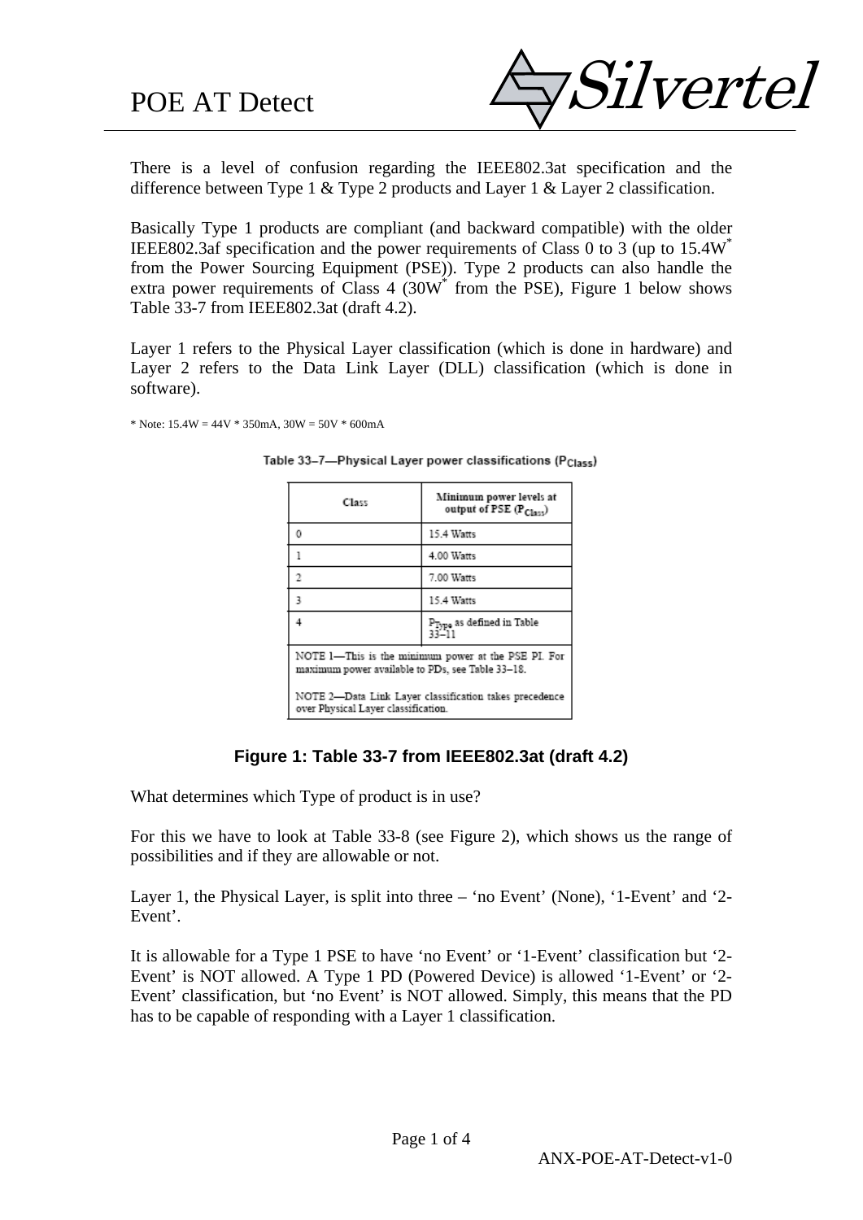# POE AT Detect

There is a level of confusion regarding the IEEE802.3at specification and the difference between Type 1 & Type 2 products and Layer 1 & Layer 2 classification.

Basically Type 1 products are compliant (and backward compatible) with the older IEEE802.3af specification and the power requirements of Class 0 to 3 (up to 15.4W* from the Power Sourcing Equipment (PSE)). Type 2 products can also handle the extra power requirements of Class 4 (30W* from the PSE), Figure 1 below shows Table 33-7 from IEEE802.3at (draft 4.2).

Layer 1 refers to the Physical Layer classification (which is done in hardware) and Layer 2 refers to the Data Link Layer (DLL) classification (which is done in software).

* Note: 15.4W = 44V * 350mA, 30W = 50V * 600mA

Table 33–7—Physical Layer power classifications ($P_{Class}$)

| Class | Minimum power levels at output of PSE ($P_{Class}$) |
|---|---|
| 0 | 15.4 Watts |
| 1 | 4.00 Watts |
| 2 | 7.00 Watts |
| 3 | 15.4 Watts |
| 4 | $P_{Type}$ as defined in Table 33–11 |

NOTE 1—This is the minimum power at the PSE PI. For maximum power available to PDs, see Table 33–18.

NOTE 2—Data Link Layer classification takes precedence over Physical Layer classification.

**Figure 1: Table 33-7 from IEEE802.3at (draft 4.2)**

What determines which Type of product is in use?

For this we have to look at Table 33-8 (see Figure 2), which shows us the range of possibilities and if they are allowable or not.

Layer 1, the Physical Layer, is split into three – 'no Event' (None), '1-Event' and '2-Event'.

It is allowable for a Type 1 PSE to have 'no Event' or '1-Event' classification but '2-Event' is NOT allowed. A Type 1 PD (Powered Device) is allowed '1-Event' or '2-Event' classification, but 'no Event' is NOT allowed. Simply, this means that the PD has to be capable of responding with a Layer 1 classification.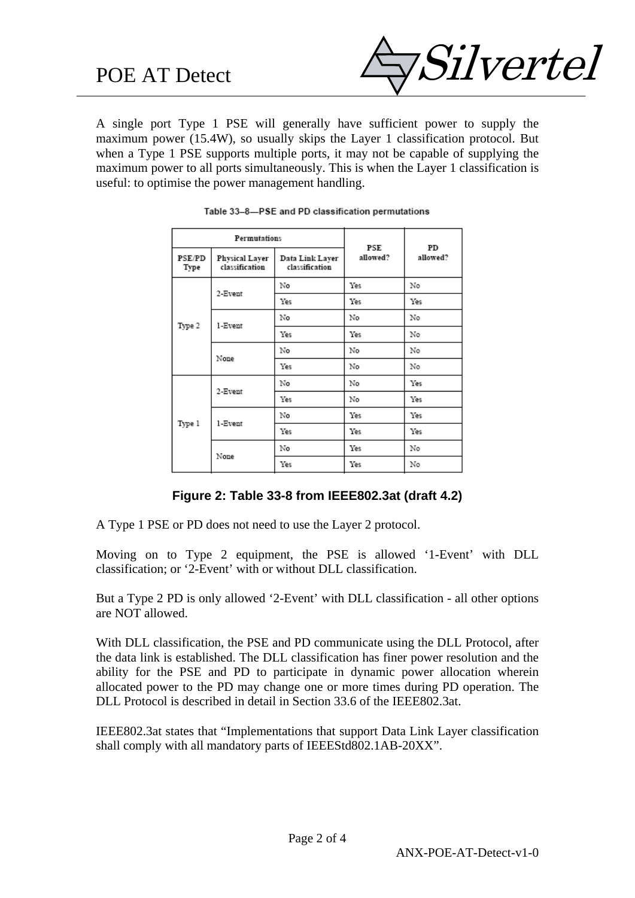A single port Type 1 PSE will generally have sufficient power to supply the maximum power (15.4W), so usually skips the Layer 1 classification protocol. But when a Type 1 PSE supports multiple ports, it may not be capable of supplying the maximum power to all ports simultaneously. This is when the Layer 1 classification is useful: to optimise the power management handling.

Table 33–8—PSE and PD classification permutations

| Permutations | | | PSE allowed? | PD allowed? |
|---|---|---|---|---|
| PSE/PD Type | Physical Layer classification | Data Link Layer classification | | |
| Type 2 | 2-Event | No | Yes | No |
| | | Yes | Yes | Yes |
| | 1-Event | No | No | No |
| | | Yes | Yes | No |
| | None | No | No | No |
| | | Yes | No | No |
| Type 1 | 2-Event | No | No | Yes |
| | | Yes | No | Yes |
| | 1-Event | No | Yes | Yes |
| | | Yes | Yes | Yes |
| | None | No | Yes | No |
| | | Yes | Yes | No |

**Figure 2: Table 33-8 from IEEE802.3at (draft 4.2)**

A Type 1 PSE or PD does not need to use the Layer 2 protocol.

Moving on to Type 2 equipment, the PSE is allowed ‘1-Event’ with DLL classification; or ‘2-Event’ with or without DLL classification.

But a Type 2 PD is only allowed ‘2-Event’ with DLL classification - all other options are NOT allowed.

With DLL classification, the PSE and PD communicate using the DLL Protocol, after the data link is established. The DLL classification has finer power resolution and the ability for the PSE and PD to participate in dynamic power allocation wherein allocated power to the PD may change one or more times during PD operation. The DLL Protocol is described in detail in Section 33.6 of the IEEE802.3at.

IEEE802.3at states that “Implementations that support Data Link Layer classification shall comply with all mandatory parts of IEEEStd802.1AB-20XX”.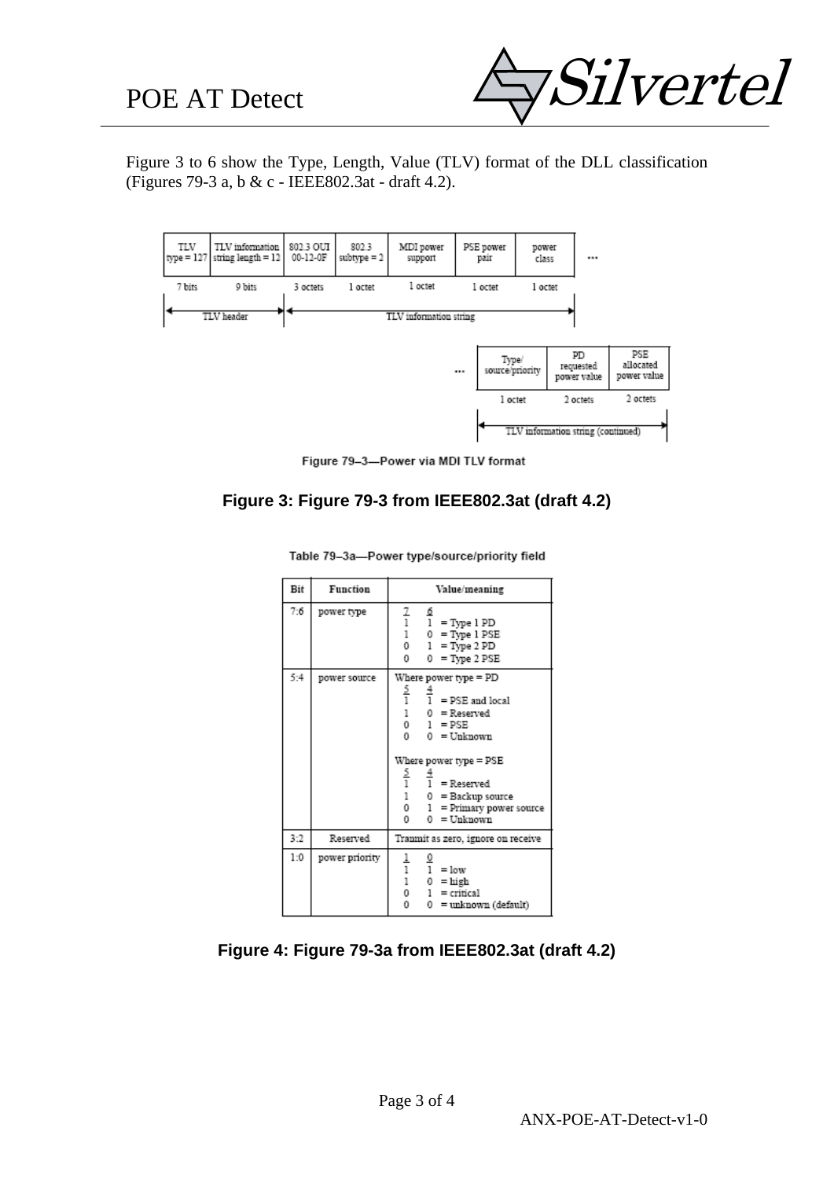Figure 3 to 6 show the Type, Length, Value (TLV) format of the DLL classification (Figures 79-3 a, b & c - IEEE802.3at - draft 4.2).

| TLV type = 127 | TLV information string length = 12 | 802.3 OUI 00-12-0F | 802.3 subtype = 2 | MDI power support | PSE power pair | power class | ... |
|---|---|---|---|---|---|---|---|
| 7 bits | 9 bits | 3 octets | 1 octet | 1 octet | 1 octet | 1 octet | |
| TLV header | | TLV information string | | | | | |

| ... | Type/ source/priority | PD requested power value | PSE allocated power value |
|---|---|---|---|
| | 1 octet | 2 octets | 2 octets |
| | TLV information string (continued) | | |

Figure 79–3—Power via MDI TLV format

**Figure 3: Figure 79-3 from IEEE802.3at (draft 4.2)**

Table 79–3a—Power type/source/priority field

| Bit | Function | Value/meaning |
|---|---|---|
| 7:6 | power type | 7 6<br>1 1 = Type 1 PD<br>1 0 = Type 1 PSE<br>0 1 = Type 2 PD<br>0 0 = Type 2 PSE |
| 5:4 | power source | Where power type = PD<br>5 4<br>1 1 = PSE and local<br>1 0 = Reserved<br>0 1 = PSE<br>0 0 = Unknown<br><br>Where power type = PSE<br>5 4<br>1 1 = Reserved<br>1 0 = Backup source<br>0 1 = Primary power source<br>0 0 = Unknown |
| 3:2 | Reserved | Tranmit as zero, ignore on receive |
| 1:0 | power priority | 1 0<br>1 1 = low<br>1 0 = high<br>0 1 = critical<br>0 0 = unknown (default) |

**Figure 4: Figure 79-3a from IEEE802.3at (draft 4.2)**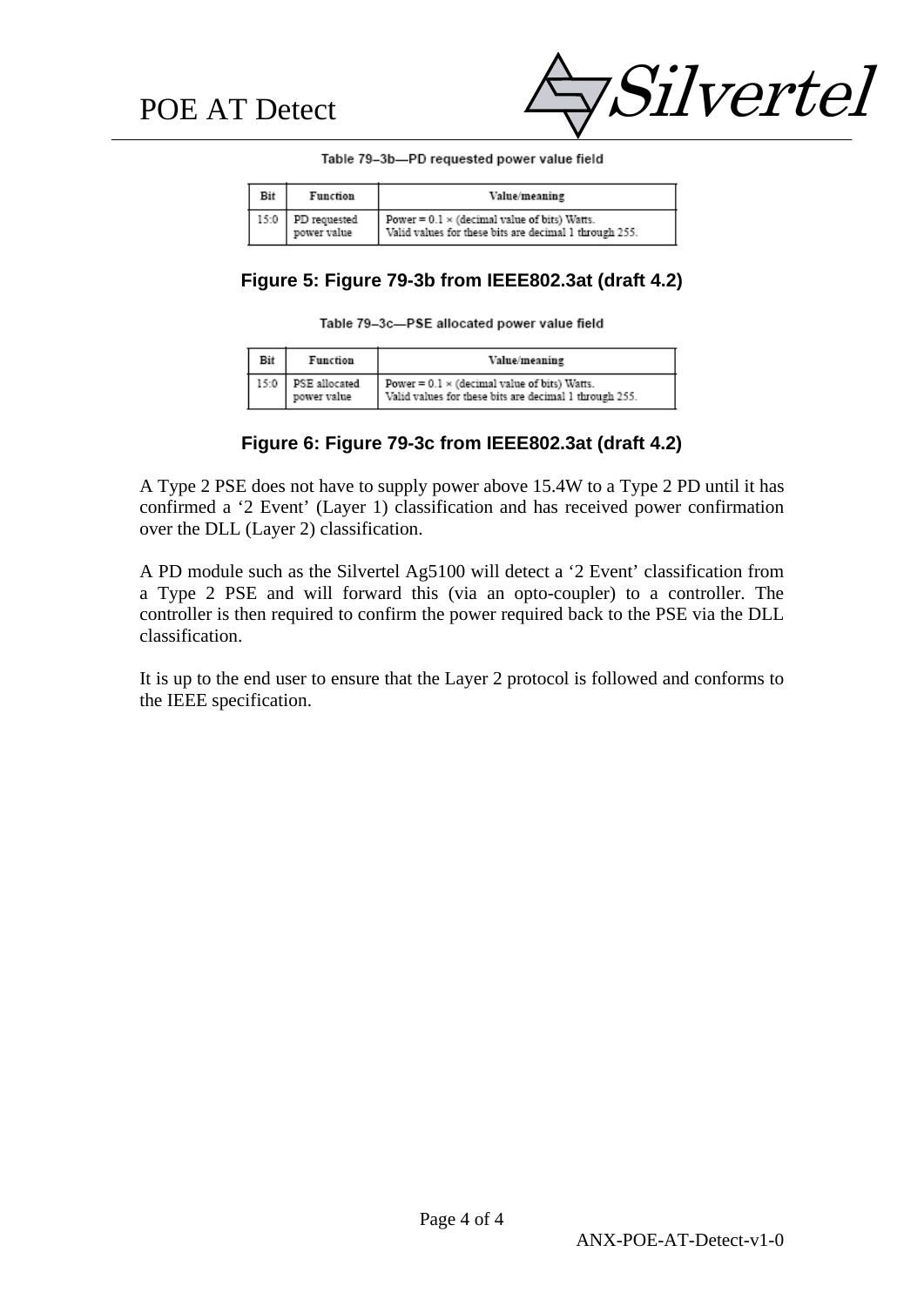Table 79–3b—PD requested power value field

| Bit | Function | Value/meaning |
|---|---|---|
| 15:0 | PD requested power value | Power = 0.1 × (decimal value of bits) Watts. Valid values for these bits are decimal 1 through 255. |

**Figure 5: Figure 79-3b from IEEE802.3at (draft 4.2)**

Table 79–3c—PSE allocated power value field

| Bit | Function | Value/meaning |
|---|---|---|
| 15:0 | PSE allocated power value | Power = 0.1 × (decimal value of bits) Watts. Valid values for these bits are decimal 1 through 255. |

**Figure 6: Figure 79-3c from IEEE802.3at (draft 4.2)**

A Type 2 PSE does not have to supply power above 15.4W to a Type 2 PD until it has confirmed a '2 Event' (Layer 1) classification and has received power confirmation over the DLL (Layer 2) classification.

A PD module such as the Silvertel Ag5100 will detect a '2 Event' classification from a Type 2 PSE and will forward this (via an opto-coupler) to a controller. The controller is then required to confirm the power required back to the PSE via the DLL classification.

It is up to the end user to ensure that the Layer 2 protocol is followed and conforms to the IEEE specification.